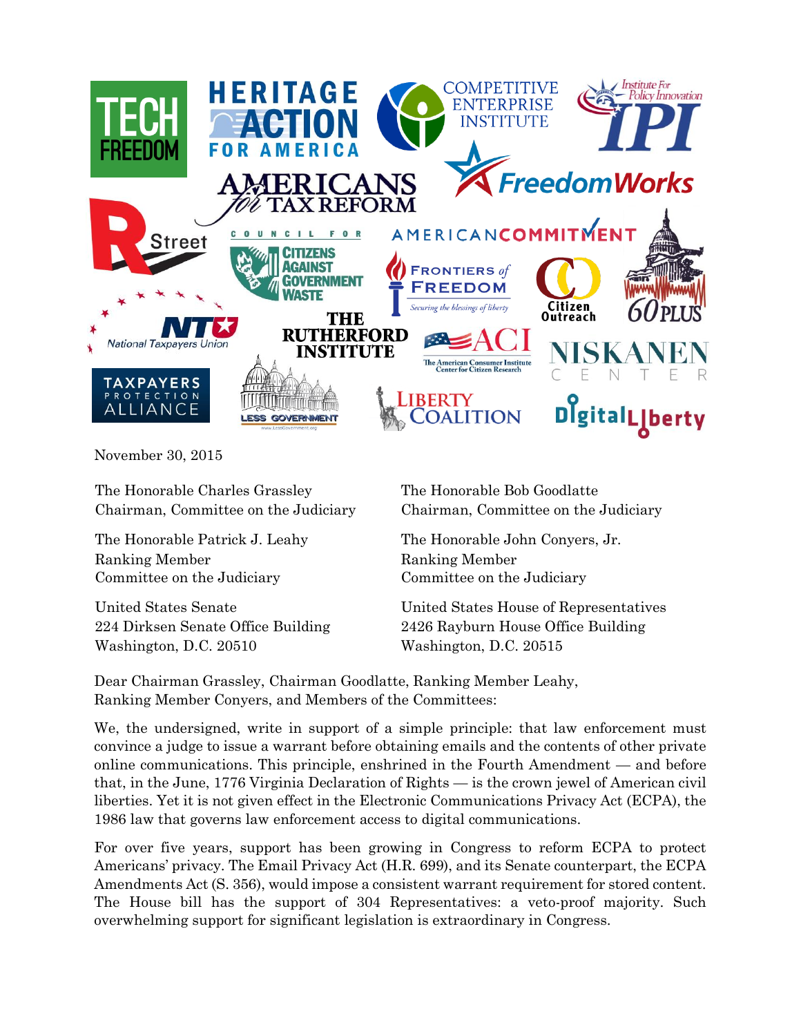November 30, 2015

The Honorable Charles Grassley
Chairman, Committee on the Judiciary

The Honorable Patrick J. Leahy
Ranking Member
Committee on the Judiciary

United States Senate
224 Dirksen Senate Office Building
Washington, D.C. 20510

The Honorable Bob Goodlatte
Chairman, Committee on the Judiciary

The Honorable John Conyers, Jr.
Ranking Member
Committee on the Judiciary

United States House of Representatives
2426 Rayburn House Office Building
Washington, D.C. 20515

Dear Chairman Grassley, Chairman Goodlatte, Ranking Member Leahy, Ranking Member Conyers, and Members of the Committees:

We, the undersigned, write in support of a simple principle: that law enforcement must convince a judge to issue a warrant before obtaining emails and the contents of other private online communications. This principle, enshrined in the Fourth Amendment — and before that, in the June, 1776 Virginia Declaration of Rights — is the crown jewel of American civil liberties. Yet it is not given effect in the Electronic Communications Privacy Act (ECPA), the 1986 law that governs law enforcement access to digital communications.

For over five years, support has been growing in Congress to reform ECPA to protect Americans' privacy. The Email Privacy Act (H.R. 699), and its Senate counterpart, the ECPA Amendments Act (S. 356), would impose a consistent warrant requirement for stored content. The House bill has the support of 304 Representatives: a veto-proof majority. Such overwhelming support for significant legislation is extraordinary in Congress.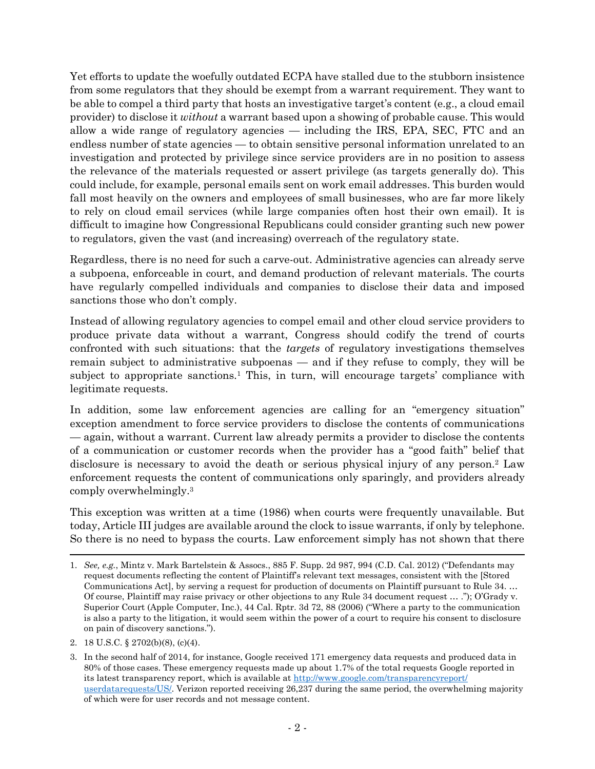Yet efforts to update the woefully outdated ECPA have stalled due to the stubborn insistence from some regulators that they should be exempt from a warrant requirement. They want to be able to compel a third party that hosts an investigative target's content (e.g., a cloud email provider) to disclose it *without* a warrant based upon a showing of probable cause. This would allow a wide range of regulatory agencies — including the IRS, EPA, SEC, FTC and an endless number of state agencies — to obtain sensitive personal information unrelated to an investigation and protected by privilege since service providers are in no position to assess the relevance of the materials requested or assert privilege (as targets generally do). This could include, for example, personal emails sent on work email addresses. This burden would fall most heavily on the owners and employees of small businesses, who are far more likely to rely on cloud email services (while large companies often host their own email). It is difficult to imagine how Congressional Republicans could consider granting such new power to regulators, given the vast (and increasing) overreach of the regulatory state.

Regardless, there is no need for such a carve-out. Administrative agencies can already serve a subpoena, enforceable in court, and demand production of relevant materials. The courts have regularly compelled individuals and companies to disclose their data and imposed sanctions those who don't comply.

Instead of allowing regulatory agencies to compel email and other cloud service providers to produce private data without a warrant, Congress should codify the trend of courts confronted with such situations: that the *targets* of regulatory investigations themselves remain subject to administrative subpoenas — and if they refuse to comply, they will be subject to appropriate sanctions.[1] This, in turn, will encourage targets' compliance with legitimate requests.

In addition, some law enforcement agencies are calling for an "emergency situation" exception amendment to force service providers to disclose the contents of communications — again, without a warrant. Current law already permits a provider to disclose the contents of a communication or customer records when the provider has a "good faith" belief that disclosure is necessary to avoid the death or serious physical injury of any person.[2] Law enforcement requests the content of communications only sparingly, and providers already comply overwhelmingly.[3]

This exception was written at a time (1986) when courts were frequently unavailable. But today, Article III judges are available around the clock to issue warrants, if only by telephone. So there is no need to bypass the courts. Law enforcement simply has not shown that there

---

1. *See, e.g.*, Mintz v. Mark Bartelstein & Assocs., 885 F. Supp. 2d 987, 994 (C.D. Cal. 2012) ("Defendants may request documents reflecting the content of Plaintiff's relevant text messages, consistent with the [Stored Communications Act], by serving a request for production of documents on Plaintiff pursuant to Rule 34. … Of course, Plaintiff may raise privacy or other objections to any Rule 34 document request … ."); O'Grady v. Superior Court (Apple Computer, Inc.), 44 Cal. Rptr. 3d 72, 88 (2006) ("Where a party to the communication is also a party to the litigation, it would seem within the power of a court to require his consent to disclosure on pain of discovery sanctions.").

2. 18 U.S.C. § 2702(b)(8), (c)(4).

3. In the second half of 2014, for instance, Google received 171 emergency data requests and produced data in 80% of those cases. These emergency requests made up about 1.7% of the total requests Google reported in its latest transparency report, which is available at [http://www.google.com/transparencyreport/userdatarequests/US/](http://www.google.com/transparencyreport/userdatarequests/US/). Verizon reported receiving 26,237 during the same period, the overwhelming majority of which were for user records and not message content.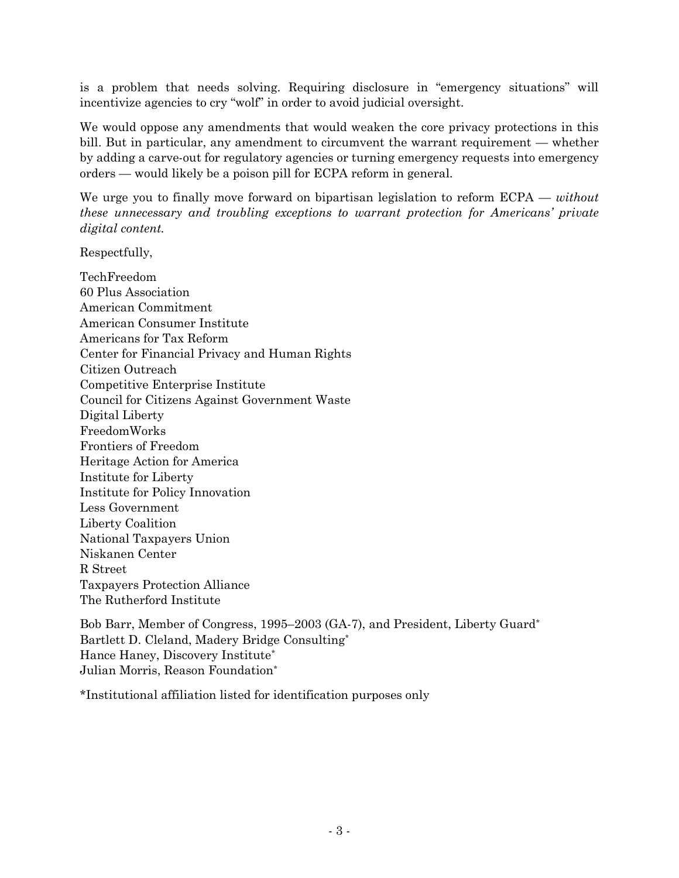is a problem that needs solving. Requiring disclosure in "emergency situations" will incentivize agencies to cry "wolf" in order to avoid judicial oversight.

We would oppose any amendments that would weaken the core privacy protections in this bill. But in particular, any amendment to circumvent the warrant requirement — whether by adding a carve-out for regulatory agencies or turning emergency requests into emergency orders — would likely be a poison pill for ECPA reform in general.

We urge you to finally move forward on bipartisan legislation to reform ECPA — *without these unnecessary and troubling exceptions to warrant protection for Americans' private digital content.*

Respectfully,

TechFreedom
60 Plus Association
American Commitment
American Consumer Institute
Americans for Tax Reform
Center for Financial Privacy and Human Rights
Citizen Outreach
Competitive Enterprise Institute
Council for Citizens Against Government Waste
Digital Liberty
FreedomWorks
Frontiers of Freedom
Heritage Action for America
Institute for Liberty
Institute for Policy Innovation
Less Government
Liberty Coalition
National Taxpayers Union
Niskanen Center
R Street
Taxpayers Protection Alliance
The Rutherford Institute

Bob Barr, Member of Congress, 1995–2003 (GA-7), and President, Liberty Guard*
Bartlett D. Cleland, Madery Bridge Consulting*
Hance Haney, Discovery Institute*
Julian Morris, Reason Foundation*

*Institutional affiliation listed for identification purposes only